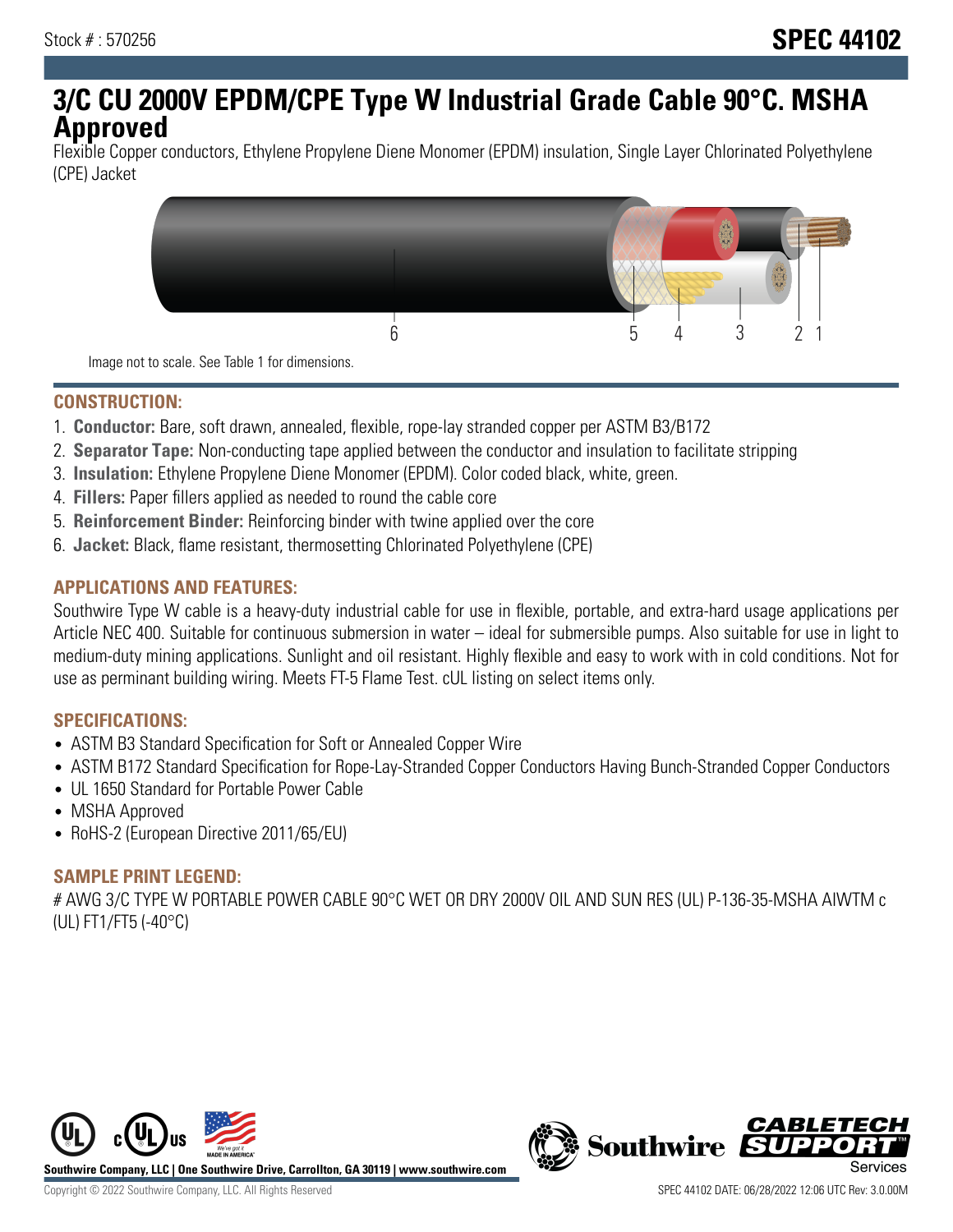Stock # : 570256

# SPEC 44102

# 3/C CU 2000V EPDM/CPE Type W Industrial Grade Cable 90°C. MSHA Approved

Flexible Copper conductors, Ethylene Propylene Diene Monomer (EPDM) insulation, Single Layer Chlorinated Polyethylene (CPE) Jacket

6 5 4 3 2 1

Image not to scale. See Table 1 for dimensions.

## CONSTRUCTION:

1. **Conductor:** Bare, soft drawn, annealed, flexible, rope-lay stranded copper per ASTM B3/B172
2. **Separator Tape:** Non-conducting tape applied between the conductor and insulation to facilitate stripping
3. **Insulation:** Ethylene Propylene Diene Monomer (EPDM). Color coded black, white, green.
4. **Fillers:** Paper fillers applied as needed to round the cable core
5. **Reinforcement Binder:** Reinforcing binder with twine applied over the core
6. **Jacket:** Black, flame resistant, thermosetting Chlorinated Polyethylene (CPE)

## APPLICATIONS AND FEATURES:

Southwire Type W cable is a heavy-duty industrial cable for use in flexible, portable, and extra-hard usage applications per Article NEC 400. Suitable for continuous submersion in water – ideal for submersible pumps. Also suitable for use in light to medium-duty mining applications. Sunlight and oil resistant. Highly flexible and easy to work with in cold conditions. Not for use as perminant building wiring. Meets FT-5 Flame Test. cUL listing on select items only.

## SPECIFICATIONS:

- ASTM B3 Standard Specification for Soft or Annealed Copper Wire
- ASTM B172 Standard Specification for Rope-Lay-Stranded Copper Conductors Having Bunch-Stranded Copper Conductors
- UL 1650 Standard for Portable Power Cable
- MSHA Approved
- RoHS-2 (European Directive 2011/65/EU)

## SAMPLE PRINT LEGEND:

# AWG 3/C TYPE W PORTABLE POWER CABLE 90°C WET OR DRY 2000V OIL AND SUN RES (UL) P-136-35-MSHA AIWTM c (UL) FT1/FT5 (-40°C)

Southwire Company, LLC | One Southwire Drive, Carrollton, GA 30119 | www.southwire.com

Copyright © 2022 Southwire Company, LLC. All Rights Reserved

SPEC 44102 DATE: 06/28/2022 12:06 UTC Rev: 3.0.00M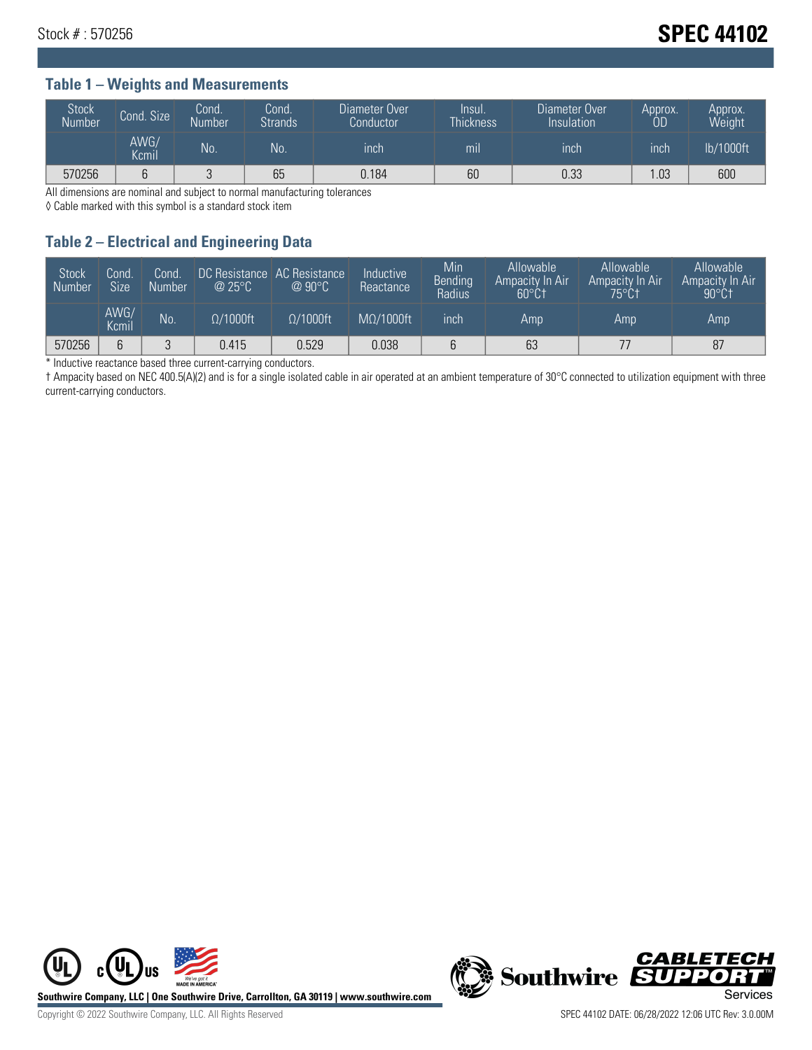Stock # : 570256

# SPEC 44102

## Table 1 – Weights and Measurements

| Stock Number | Cond. Size | Cond. Number | Cond. Strands | Diameter Over Conductor | Insul. Thickness | Diameter Over Insulation | Approx. OD | Approx. Weight |
|---|---|---|---|---|---|---|---|---|
| | AWG/ Kcmil | No. | No. | inch | mil | inch | inch | lb/1000ft |
| 570256 | 6 | 3 | 65 | 0.184 | 60 | 0.33 | 1.03 | 600 |

All dimensions are nominal and subject to normal manufacturing tolerances

◊ Cable marked with this symbol is a standard stock item

## Table 2 – Electrical and Engineering Data

| Stock Number | Cond. Size | Cond. Number | DC Resistance @ 25°C | AC Resistance @ 90°C | Inductive Reactance | Min Bending Radius | Allowable Ampacity In Air 60°C† | Allowable Ampacity In Air 75°C† | Allowable Ampacity In Air 90°C† |
|---|---|---|---|---|---|---|---|---|---|
| | AWG/ Kcmil | No. | Ω/1000ft | Ω/1000ft | MΩ/1000ft | inch | Amp | Amp | Amp |
| 570256 | 6 | 3 | 0.415 | 0.529 | 0.038 | 6 | 63 | 77 | 87 |

* Inductive reactance based three current-carrying conductors.

† Ampacity based on NEC 400.5(A)(2) and is for a single isolated cable in air operated at an ambient temperature of 30°C connected to utilization equipment with three current-carrying conductors.

Southwire Company, LLC | One Southwire Drive, Carrollton, GA 30119 | www.southwire.com

Copyright © 2022 Southwire Company, LLC. All Rights Reserved

SPEC 44102 DATE: 06/28/2022 12:06 UTC Rev: 3.0.00M